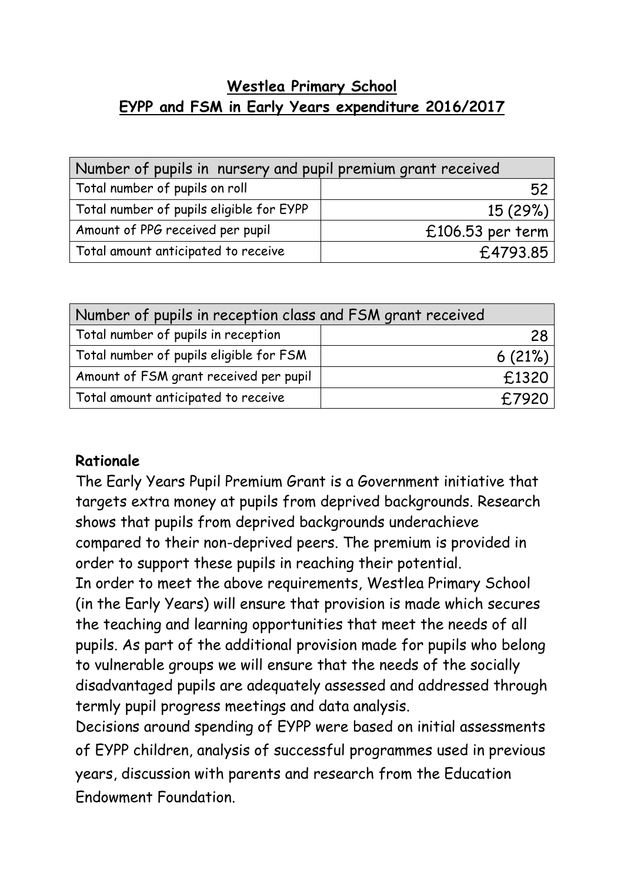# Westlea Primary School

## EYPP and FSM in Early Years expenditure 2016/2017

| Number of pupils in nursery and pupil premium grant received | |
|---|---|
| Total number of pupils on roll | 52 |
| Total number of pupils eligible for EYPP | 15 (29%) |
| Amount of PPG received per pupil | £106.53 per term |
| Total amount anticipated to receive | £4793.85 |

| Number of pupils in reception class and FSM grant received | |
|---|---|
| Total number of pupils in reception | 28 |
| Total number of pupils eligible for FSM | 6 (21%) |
| Amount of FSM grant received per pupil | £1320 |
| Total amount anticipated to receive | £7920 |

**Rationale**

The Early Years Pupil Premium Grant is a Government initiative that targets extra money at pupils from deprived backgrounds. Research shows that pupils from deprived backgrounds underachieve compared to their non-deprived peers. The premium is provided in order to support these pupils in reaching their potential.

In order to meet the above requirements, Westlea Primary School (in the Early Years) will ensure that provision is made which secures the teaching and learning opportunities that meet the needs of all pupils. As part of the additional provision made for pupils who belong to vulnerable groups we will ensure that the needs of the socially disadvantaged pupils are adequately assessed and addressed through termly pupil progress meetings and data analysis.

Decisions around spending of EYPP were based on initial assessments of EYPP children, analysis of successful programmes used in previous years, discussion with parents and research from the Education Endowment Foundation.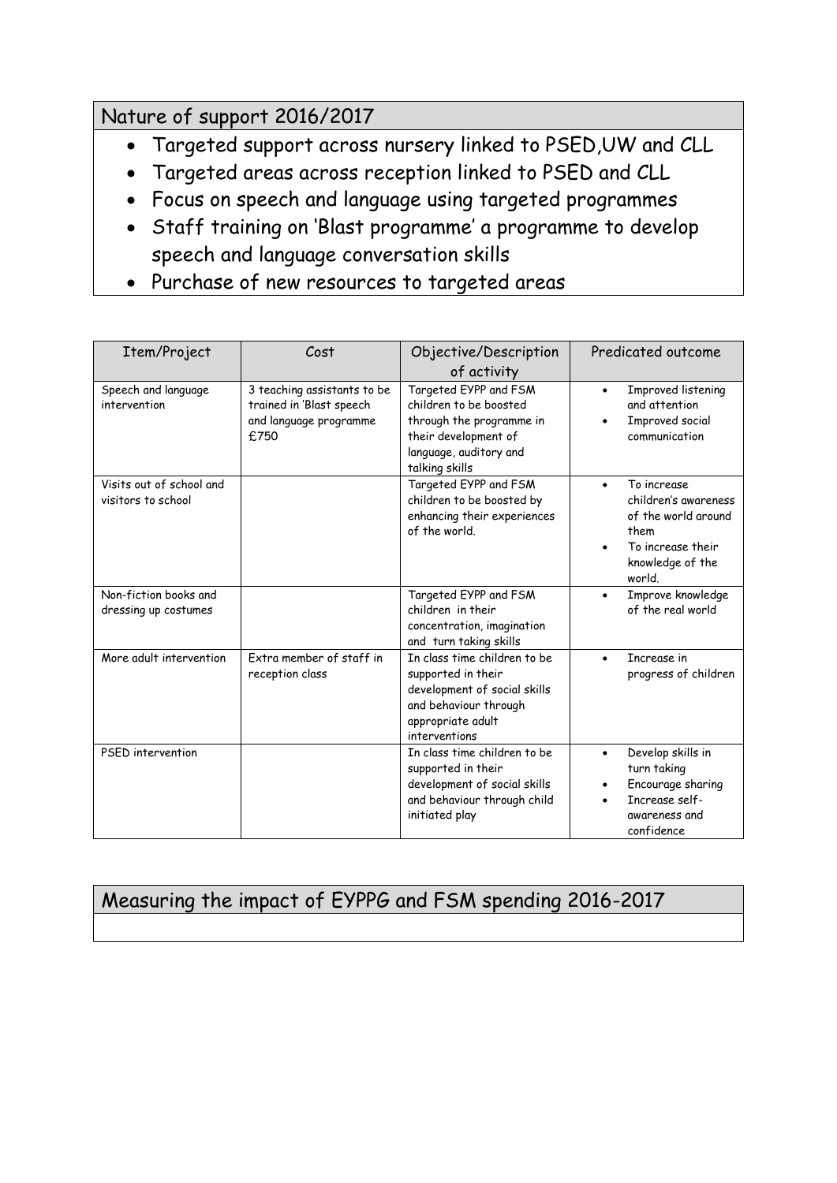## Nature of support 2016/2017

- Targeted support across nursery linked to PSED,UW and CLL
- Targeted areas across reception linked to PSED and CLL
- Focus on speech and language using targeted programmes
- Staff training on 'Blast programme' a programme to develop speech and language conversation skills
- Purchase of new resources to targeted areas

| Item/Project | Cost | Objective/Description of activity | Predicated outcome |
|---|---|---|---|
| Speech and language intervention | 3 teaching assistants to be trained in 'Blast speech and language programme £750 | Targeted EYPP and FSM children to be boosted through the programme in their development of language, auditory and talking skills | • Improved listening and attention<br>• Improved social communication |
| Visits out of school and visitors to school | | Targeted EYPP and FSM children to be boosted by enhancing their experiences of the world. | • To increase children's awareness of the world around them<br>• To increase their knowledge of the world. |
| Non-fiction books and dressing up costumes | | Targeted EYPP and FSM children in their concentration, imagination and turn taking skills | • Improve knowledge of the real world |
| More adult intervention | Extra member of staff in reception class | In class time children to be supported in their development of social skills and behaviour through appropriate adult interventions | • Increase in progress of children |
| PSED intervention | | In class time children to be supported in their development of social skills and behaviour through child initiated play | • Develop skills in turn taking<br>• Encourage sharing<br>• Increase self-awareness and confidence |

## Measuring the impact of EYPPG and FSM spending 2016-2017